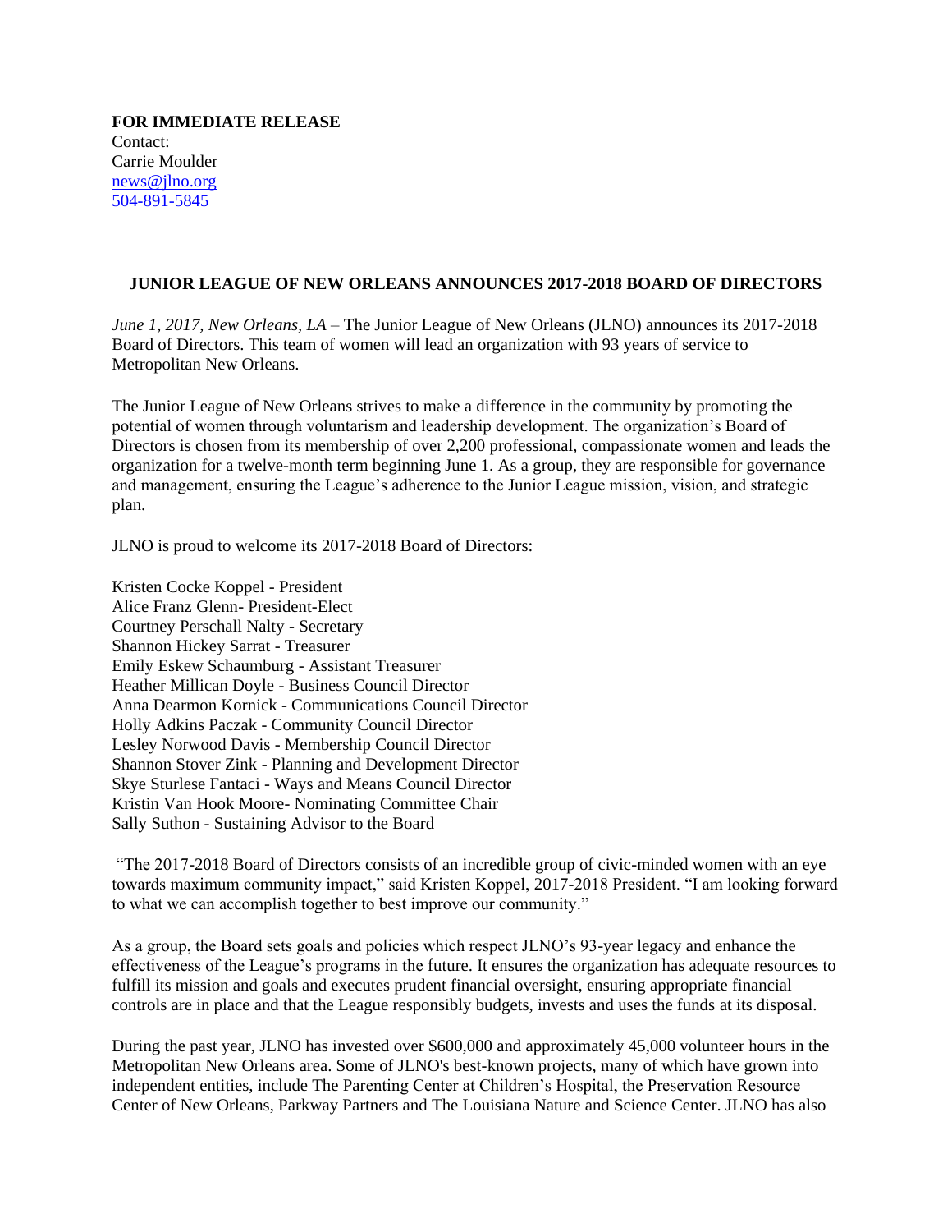**FOR IMMEDIATE RELEASE**
Contact:
Carrie Moulder
news@jlno.org
504-891-5845

## JUNIOR LEAGUE OF NEW ORLEANS ANNOUNCES 2017-2018 BOARD OF DIRECTORS

*June 1, 2017, New Orleans, LA* – The Junior League of New Orleans (JLNO) announces its 2017-2018 Board of Directors. This team of women will lead an organization with 93 years of service to Metropolitan New Orleans.

The Junior League of New Orleans strives to make a difference in the community by promoting the potential of women through voluntarism and leadership development. The organization's Board of Directors is chosen from its membership of over 2,200 professional, compassionate women and leads the organization for a twelve-month term beginning June 1. As a group, they are responsible for governance and management, ensuring the League's adherence to the Junior League mission, vision, and strategic plan.

JLNO is proud to welcome its 2017-2018 Board of Directors:

Kristen Cocke Koppel - President
Alice Franz Glenn- President-Elect
Courtney Perschall Nalty - Secretary
Shannon Hickey Sarrat - Treasurer
Emily Eskew Schaumburg - Assistant Treasurer
Heather Millican Doyle - Business Council Director
Anna Dearmon Kornick - Communications Council Director
Holly Adkins Paczak - Community Council Director
Lesley Norwood Davis - Membership Council Director
Shannon Stover Zink - Planning and Development Director
Skye Sturlese Fantaci - Ways and Means Council Director
Kristin Van Hook Moore- Nominating Committee Chair
Sally Suthon - Sustaining Advisor to the Board

"The 2017-2018 Board of Directors consists of an incredible group of civic-minded women with an eye towards maximum community impact," said Kristen Koppel, 2017-2018 President. "I am looking forward to what we can accomplish together to best improve our community."

As a group, the Board sets goals and policies which respect JLNO's 93-year legacy and enhance the effectiveness of the League's programs in the future. It ensures the organization has adequate resources to fulfill its mission and goals and executes prudent financial oversight, ensuring appropriate financial controls are in place and that the League responsibly budgets, invests and uses the funds at its disposal.

During the past year, JLNO has invested over $600,000 and approximately 45,000 volunteer hours in the Metropolitan New Orleans area. Some of JLNO's best-known projects, many of which have grown into independent entities, include The Parenting Center at Children's Hospital, the Preservation Resource Center of New Orleans, Parkway Partners and The Louisiana Nature and Science Center. JLNO has also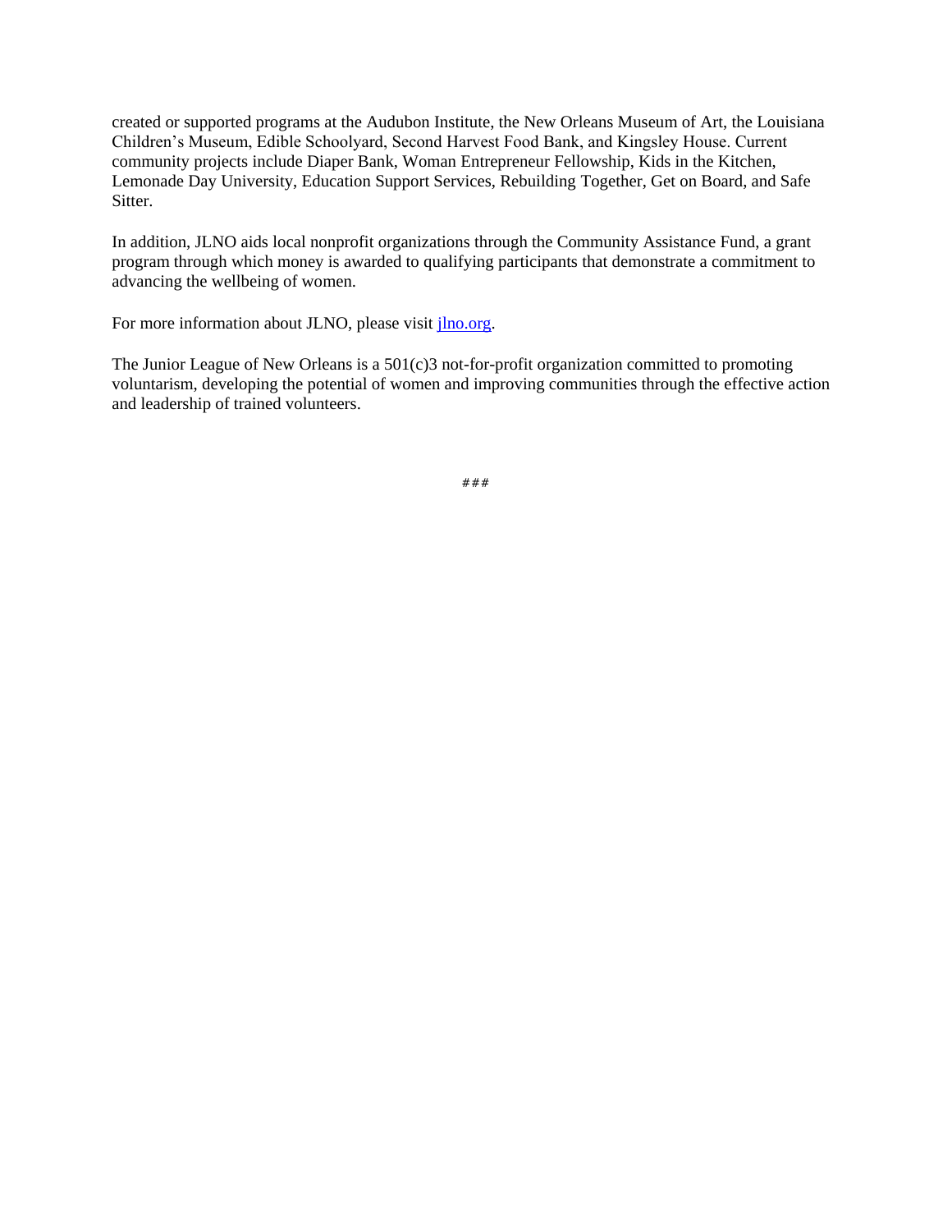created or supported programs at the Audubon Institute, the New Orleans Museum of Art, the Louisiana Children's Museum, Edible Schoolyard, Second Harvest Food Bank, and Kingsley House. Current community projects include Diaper Bank, Woman Entrepreneur Fellowship, Kids in the Kitchen, Lemonade Day University, Education Support Services, Rebuilding Together, Get on Board, and Safe Sitter.

In addition, JLNO aids local nonprofit organizations through the Community Assistance Fund, a grant program through which money is awarded to qualifying participants that demonstrate a commitment to advancing the wellbeing of women.

For more information about JLNO, please visit [jlno.org](jlno.org).

The Junior League of New Orleans is a 501(c)3 not-for-profit organization committed to promoting voluntarism, developing the potential of women and improving communities through the effective action and leadership of trained volunteers.

###